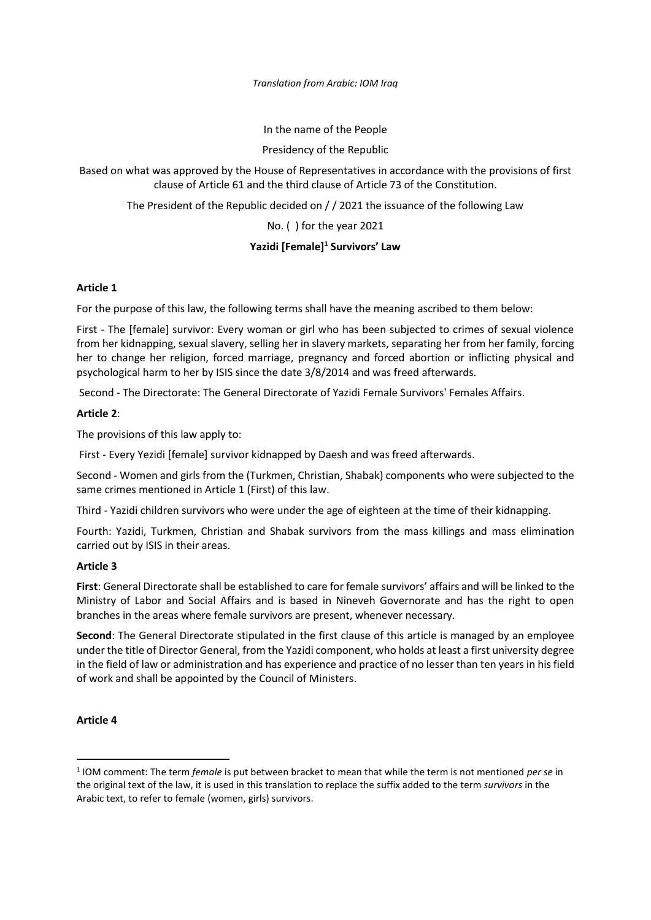*Translation from Arabic: IOM Iraq*

In the name of the People

Presidency of the Republic

Based on what was approved by the House of Representatives in accordance with the provisions of first clause of Article 61 and the third clause of Article 73 of the Constitution.

The President of the Republic decided on / / 2021 the issuance of the following Law

No. ( ) for the year 2021

**Yazidi [Female][1] Survivors' Law**

**Article 1**

For the purpose of this law, the following terms shall have the meaning ascribed to them below:

First - The [female] survivor: Every woman or girl who has been subjected to crimes of sexual violence from her kidnapping, sexual slavery, selling her in slavery markets, separating her from her family, forcing her to change her religion, forced marriage, pregnancy and forced abortion or inflicting physical and psychological harm to her by ISIS since the date 3/8/2014 and was freed afterwards.

Second - The Directorate: The General Directorate of Yazidi Female Survivors' Females Affairs.

**Article 2**:

The provisions of this law apply to:

First - Every Yezidi [female] survivor kidnapped by Daesh and was freed afterwards.

Second - Women and girls from the (Turkmen, Christian, Shabak) components who were subjected to the same crimes mentioned in Article 1 (First) of this law.

Third - Yazidi children survivors who were under the age of eighteen at the time of their kidnapping.

Fourth: Yazidi, Turkmen, Christian and Shabak survivors from the mass killings and mass elimination carried out by ISIS in their areas.

**Article 3**

**First**: General Directorate shall be established to care for female survivors' affairs and will be linked to the Ministry of Labor and Social Affairs and is based in Nineveh Governorate and has the right to open branches in the areas where female survivors are present, whenever necessary.

**Second**: The General Directorate stipulated in the first clause of this article is managed by an employee under the title of Director General, from the Yazidi component, who holds at least a first university degree in the field of law or administration and has experience and practice of no lesser than ten years in his field of work and shall be appointed by the Council of Ministers.

**Article 4**

---

[1] IOM comment: The term *female* is put between bracket to mean that while the term is not mentioned *per se* in the original text of the law, it is used in this translation to replace the suffix added to the term *survivors* in the Arabic text, to refer to female (women, girls) survivors.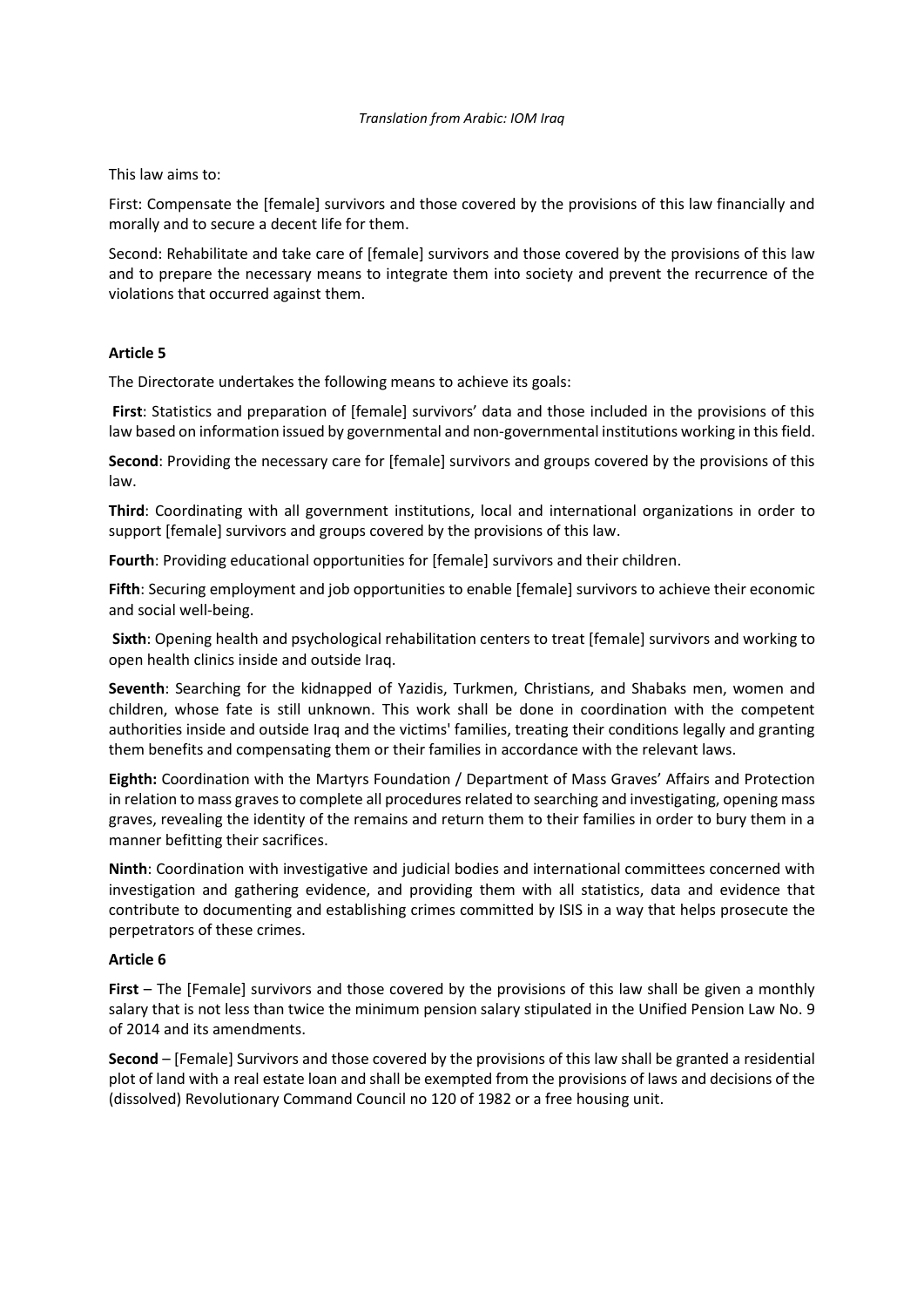*Translation from Arabic: IOM Iraq*

This law aims to:

First: Compensate the [female] survivors and those covered by the provisions of this law financially and morally and to secure a decent life for them.

Second: Rehabilitate and take care of [female] survivors and those covered by the provisions of this law and to prepare the necessary means to integrate them into society and prevent the recurrence of the violations that occurred against them.

### Article 5

The Directorate undertakes the following means to achieve its goals:

**First**: Statistics and preparation of [female] survivors' data and those included in the provisions of this law based on information issued by governmental and non-governmental institutions working in this field.

**Second**: Providing the necessary care for [female] survivors and groups covered by the provisions of this law.

**Third**: Coordinating with all government institutions, local and international organizations in order to support [female] survivors and groups covered by the provisions of this law.

**Fourth**: Providing educational opportunities for [female] survivors and their children.

**Fifth**: Securing employment and job opportunities to enable [female] survivors to achieve their economic and social well-being.

**Sixth**: Opening health and psychological rehabilitation centers to treat [female] survivors and working to open health clinics inside and outside Iraq.

**Seventh**: Searching for the kidnapped of Yazidis, Turkmen, Christians, and Shabaks men, women and children, whose fate is still unknown. This work shall be done in coordination with the competent authorities inside and outside Iraq and the victims' families, treating their conditions legally and granting them benefits and compensating them or their families in accordance with the relevant laws.

**Eighth:** Coordination with the Martyrs Foundation / Department of Mass Graves' Affairs and Protection in relation to mass graves to complete all procedures related to searching and investigating, opening mass graves, revealing the identity of the remains and return them to their families in order to bury them in a manner befitting their sacrifices.

**Ninth**: Coordination with investigative and judicial bodies and international committees concerned with investigation and gathering evidence, and providing them with all statistics, data and evidence that contribute to documenting and establishing crimes committed by ISIS in a way that helps prosecute the perpetrators of these crimes.

### Article 6

**First** – The [Female] survivors and those covered by the provisions of this law shall be given a monthly salary that is not less than twice the minimum pension salary stipulated in the Unified Pension Law No. 9 of 2014 and its amendments.

**Second** – [Female] Survivors and those covered by the provisions of this law shall be granted a residential plot of land with a real estate loan and shall be exempted from the provisions of laws and decisions of the (dissolved) Revolutionary Command Council no 120 of 1982 or a free housing unit.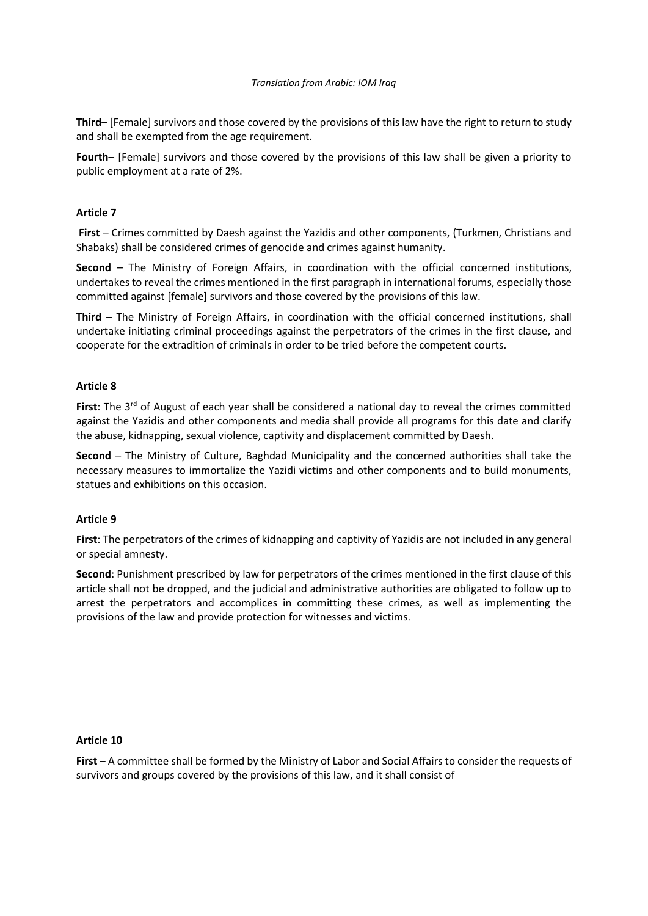*Translation from Arabic: IOM Iraq*

**Third**– [Female] survivors and those covered by the provisions of this law have the right to return to study and shall be exempted from the age requirement.

**Fourth**– [Female] survivors and those covered by the provisions of this law shall be given a priority to public employment at a rate of 2%.

**Article 7**

**First** – Crimes committed by Daesh against the Yazidis and other components, (Turkmen, Christians and Shabaks) shall be considered crimes of genocide and crimes against humanity.

**Second** – The Ministry of Foreign Affairs, in coordination with the official concerned institutions, undertakes to reveal the crimes mentioned in the first paragraph in international forums, especially those committed against [female] survivors and those covered by the provisions of this law.

**Third** – The Ministry of Foreign Affairs, in coordination with the official concerned institutions, shall undertake initiating criminal proceedings against the perpetrators of the crimes in the first clause, and cooperate for the extradition of criminals in order to be tried before the competent courts.

**Article 8**

**First**: The 3rd of August of each year shall be considered a national day to reveal the crimes committed against the Yazidis and other components and media shall provide all programs for this date and clarify the abuse, kidnapping, sexual violence, captivity and displacement committed by Daesh.

**Second** – The Ministry of Culture, Baghdad Municipality and the concerned authorities shall take the necessary measures to immortalize the Yazidi victims and other components and to build monuments, statues and exhibitions on this occasion.

**Article 9**

**First**: The perpetrators of the crimes of kidnapping and captivity of Yazidis are not included in any general or special amnesty.

**Second**: Punishment prescribed by law for perpetrators of the crimes mentioned in the first clause of this article shall not be dropped, and the judicial and administrative authorities are obligated to follow up to arrest the perpetrators and accomplices in committing these crimes, as well as implementing the provisions of the law and provide protection for witnesses and victims.

**Article 10**

**First** – A committee shall be formed by the Ministry of Labor and Social Affairs to consider the requests of survivors and groups covered by the provisions of this law, and it shall consist of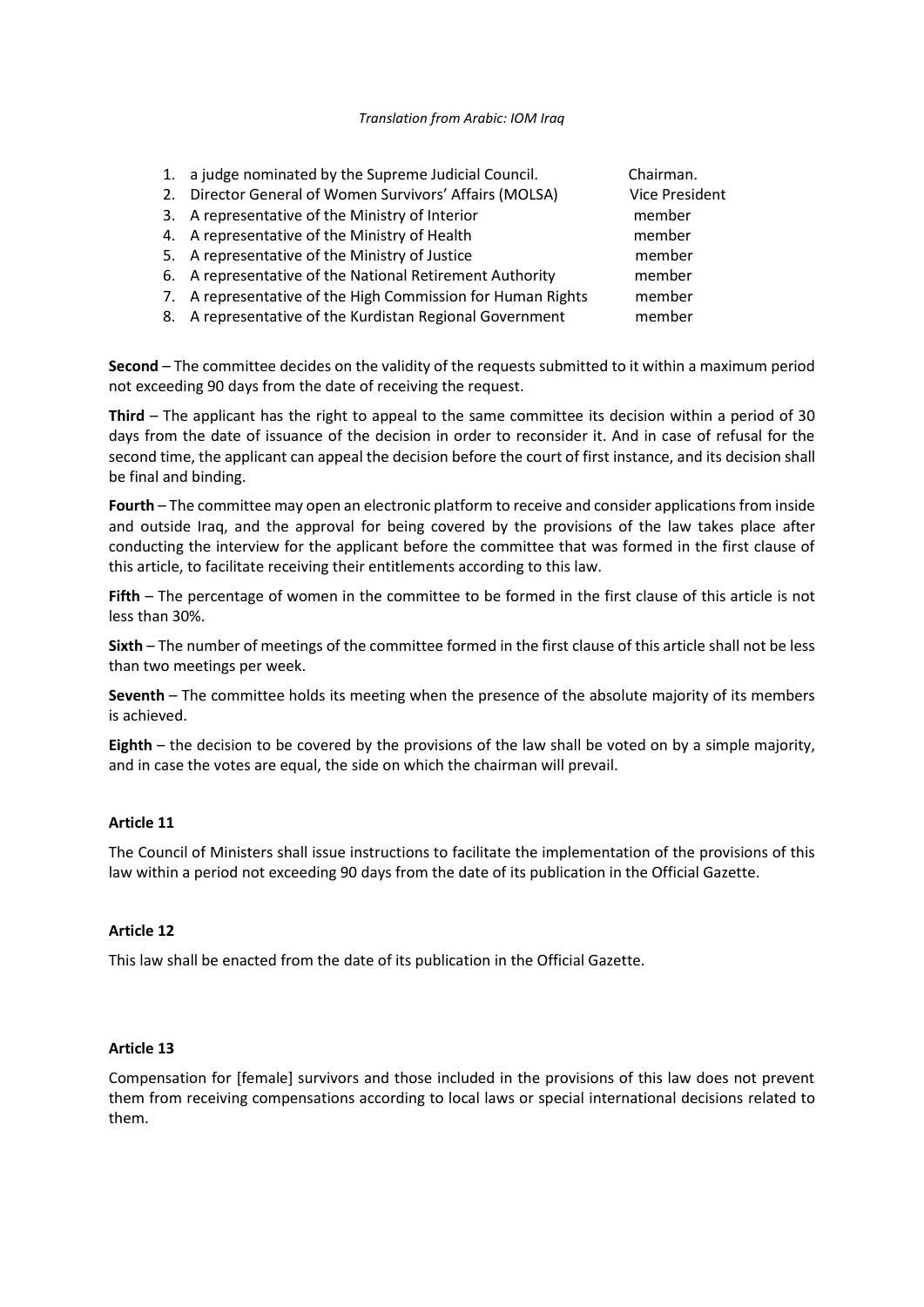*Translation from Arabic: IOM Iraq*

1. a judge nominated by the Supreme Judicial Council. Chairman.
2. Director General of Women Survivors' Affairs (MOLSA) Vice President
3. A representative of the Ministry of Interior member
4. A representative of the Ministry of Health member
5. A representative of the Ministry of Justice member
6. A representative of the National Retirement Authority member
7. A representative of the High Commission for Human Rights member
8. A representative of the Kurdistan Regional Government member

**Second** – The committee decides on the validity of the requests submitted to it within a maximum period not exceeding 90 days from the date of receiving the request.

**Third** – The applicant has the right to appeal to the same committee its decision within a period of 30 days from the date of issuance of the decision in order to reconsider it. And in case of refusal for the second time, the applicant can appeal the decision before the court of first instance, and its decision shall be final and binding.

**Fourth** – The committee may open an electronic platform to receive and consider applications from inside and outside Iraq, and the approval for being covered by the provisions of the law takes place after conducting the interview for the applicant before the committee that was formed in the first clause of this article, to facilitate receiving their entitlements according to this law.

**Fifth** – The percentage of women in the committee to be formed in the first clause of this article is not less than 30%.

**Sixth** – The number of meetings of the committee formed in the first clause of this article shall not be less than two meetings per week.

**Seventh** – The committee holds its meeting when the presence of the absolute majority of its members is achieved.

**Eighth** – the decision to be covered by the provisions of the law shall be voted on by a simple majority, and in case the votes are equal, the side on which the chairman will prevail.

**Article 11**

The Council of Ministers shall issue instructions to facilitate the implementation of the provisions of this law within a period not exceeding 90 days from the date of its publication in the Official Gazette.

**Article 12**

This law shall be enacted from the date of its publication in the Official Gazette.

**Article 13**

Compensation for [female] survivors and those included in the provisions of this law does not prevent them from receiving compensations according to local laws or special international decisions related to them.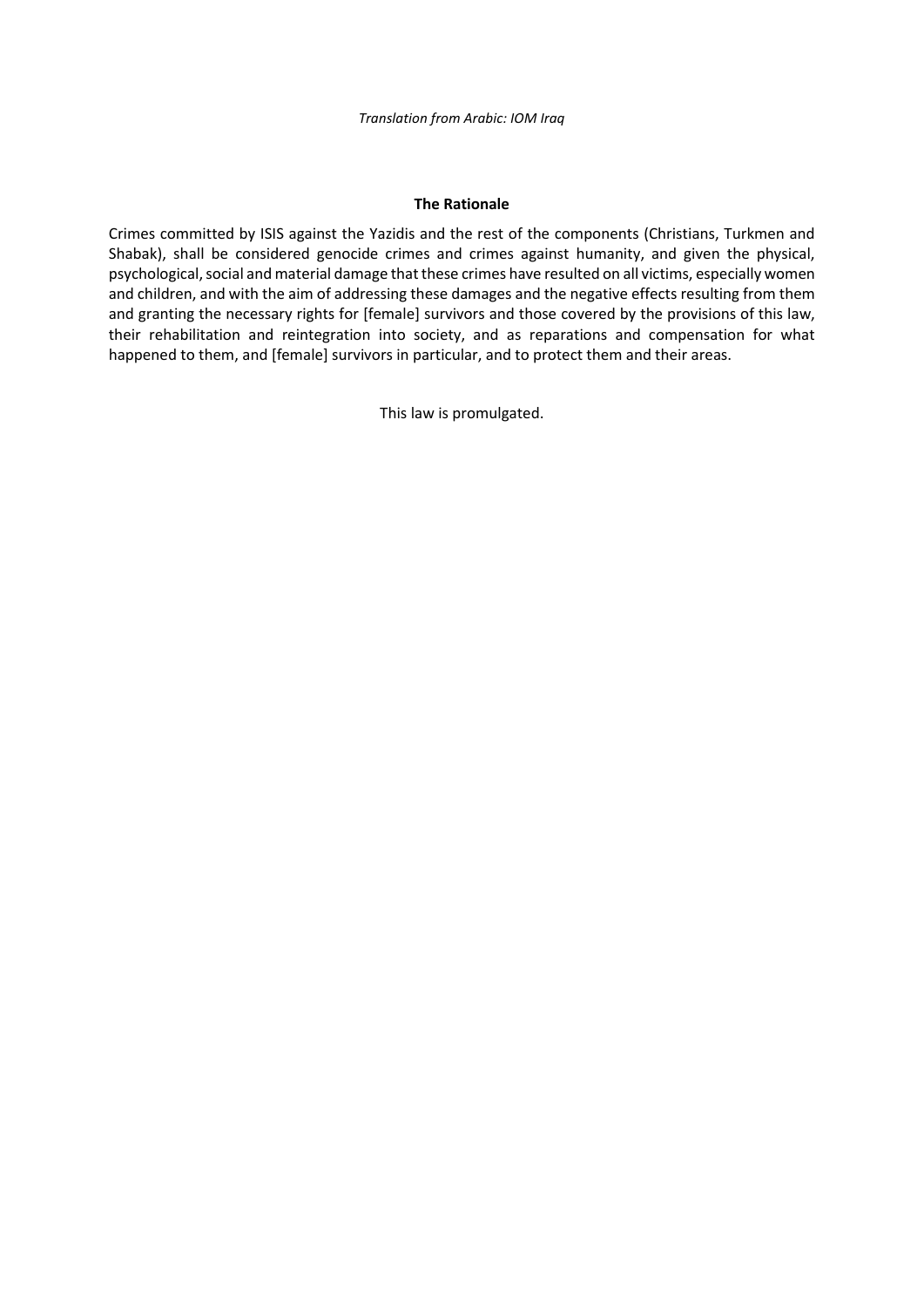*Translation from Arabic: IOM Iraq*

**The Rationale**

Crimes committed by ISIS against the Yazidis and the rest of the components (Christians, Turkmen and Shabak), shall be considered genocide crimes and crimes against humanity, and given the physical, psychological, social and material damage that these crimes have resulted on all victims, especially women and children, and with the aim of addressing these damages and the negative effects resulting from them and granting the necessary rights for [female] survivors and those covered by the provisions of this law, their rehabilitation and reintegration into society, and as reparations and compensation for what happened to them, and [female] survivors in particular, and to protect them and their areas.

This law is promulgated.